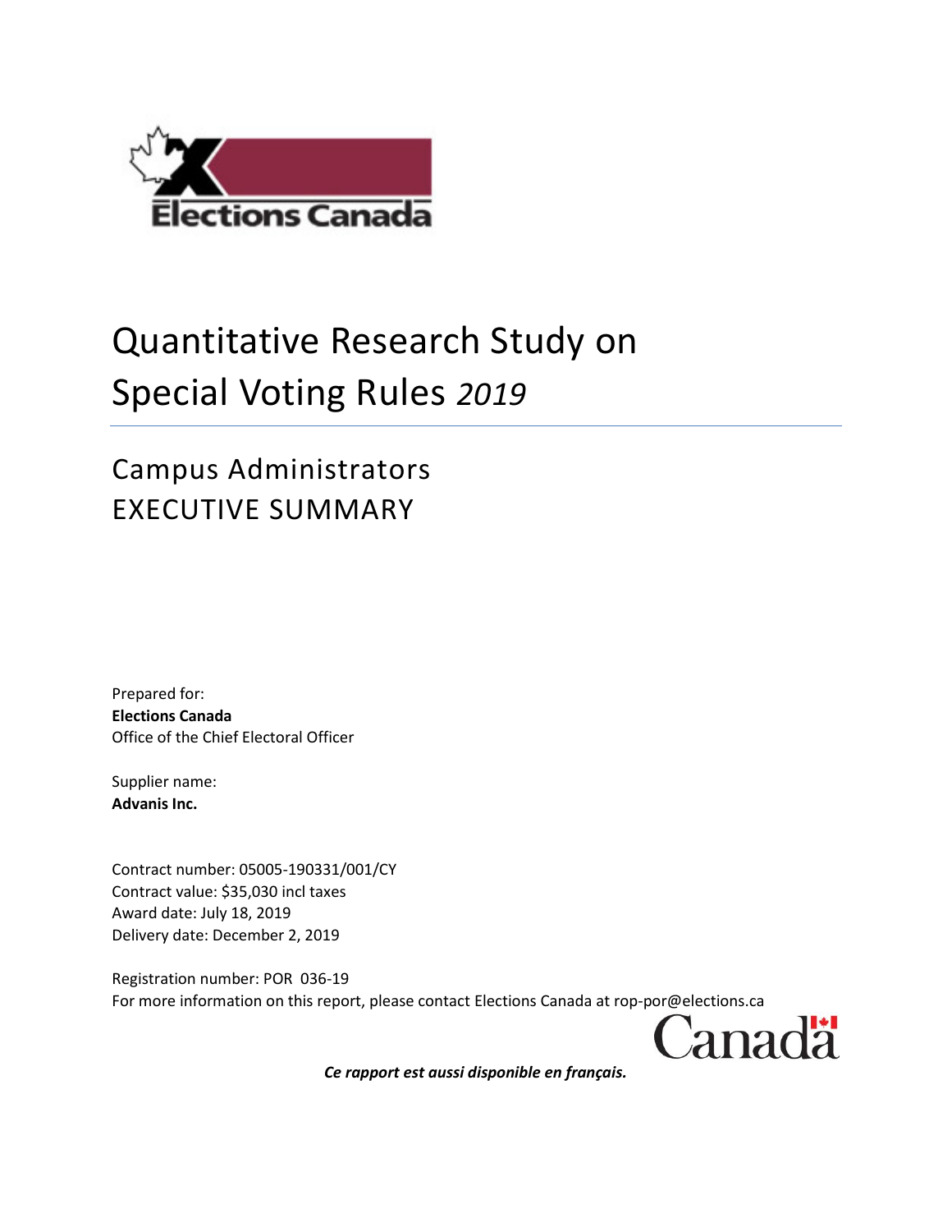Elections Canada

# Quantitative Research Study on Special Voting Rules *2019*

## Campus Administrators EXECUTIVE SUMMARY

Prepared for:
**Elections Canada**
Office of the Chief Electoral Officer

Supplier name:
**Advanis Inc.**

Contract number: 05005-190331/001/CY
Contract value: $35,030 incl taxes
Award date: July 18, 2019
Delivery date: December 2, 2019

Registration number: POR 036-19
For more information on this report, please contact Elections Canada at rop-por@elections.ca

*Ce rapport est aussi disponible en français.*

Canada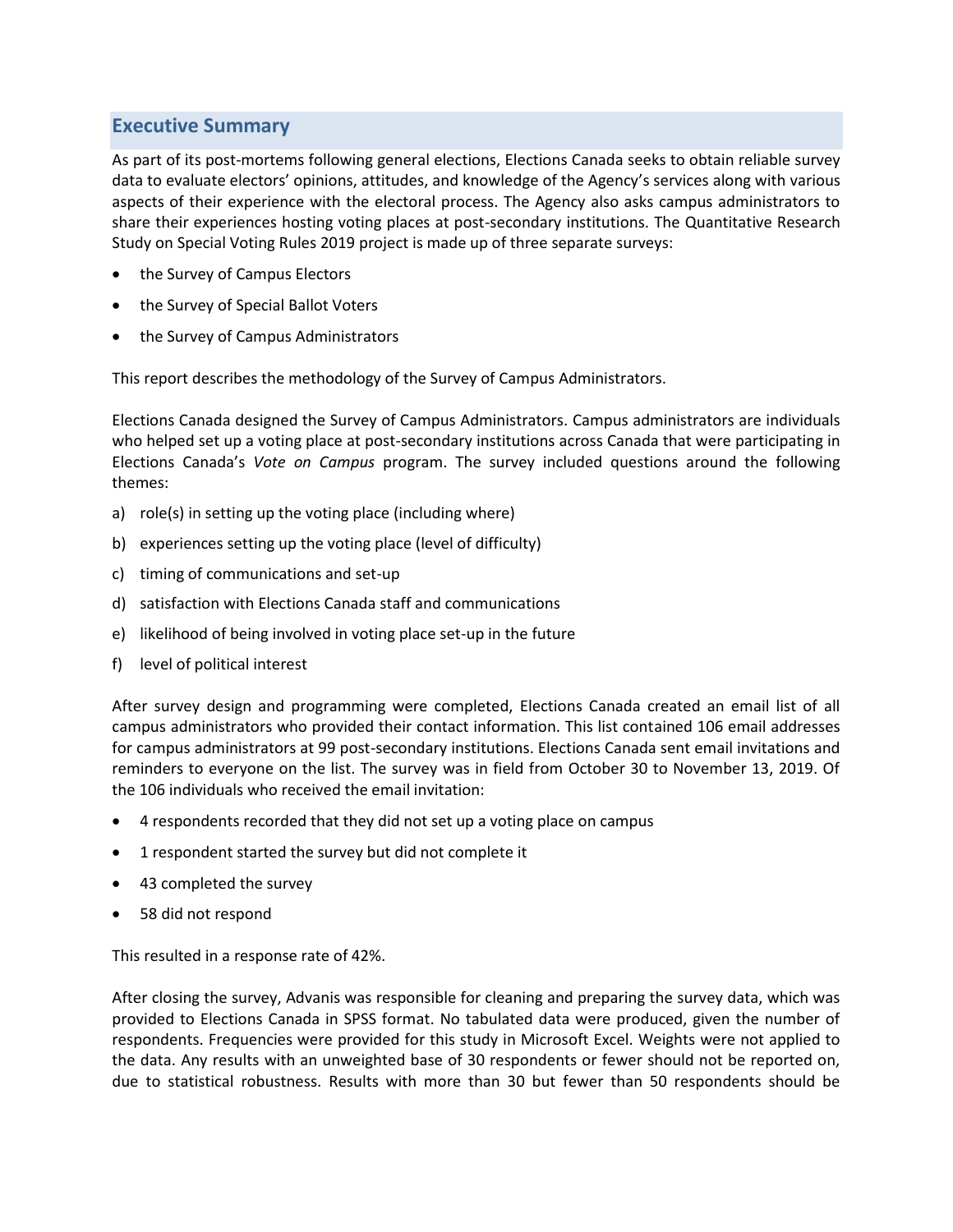## Executive Summary

As part of its post-mortems following general elections, Elections Canada seeks to obtain reliable survey data to evaluate electors' opinions, attitudes, and knowledge of the Agency's services along with various aspects of their experience with the electoral process. The Agency also asks campus administrators to share their experiences hosting voting places at post-secondary institutions. The Quantitative Research Study on Special Voting Rules 2019 project is made up of three separate surveys:

- the Survey of Campus Electors
- the Survey of Special Ballot Voters
- the Survey of Campus Administrators

This report describes the methodology of the Survey of Campus Administrators.

Elections Canada designed the Survey of Campus Administrators. Campus administrators are individuals who helped set up a voting place at post-secondary institutions across Canada that were participating in Elections Canada's *Vote on Campus* program. The survey included questions around the following themes:

a) role(s) in setting up the voting place (including where)

b) experiences setting up the voting place (level of difficulty)

c) timing of communications and set-up

d) satisfaction with Elections Canada staff and communications

e) likelihood of being involved in voting place set-up in the future

f) level of political interest

After survey design and programming were completed, Elections Canada created an email list of all campus administrators who provided their contact information. This list contained 106 email addresses for campus administrators at 99 post-secondary institutions. Elections Canada sent email invitations and reminders to everyone on the list. The survey was in field from October 30 to November 13, 2019. Of the 106 individuals who received the email invitation:

- 4 respondents recorded that they did not set up a voting place on campus
- 1 respondent started the survey but did not complete it
- 43 completed the survey
- 58 did not respond

This resulted in a response rate of 42%.

After closing the survey, Advanis was responsible for cleaning and preparing the survey data, which was provided to Elections Canada in SPSS format. No tabulated data were produced, given the number of respondents. Frequencies were provided for this study in Microsoft Excel. Weights were not applied to the data. Any results with an unweighted base of 30 respondents or fewer should not be reported on, due to statistical robustness. Results with more than 30 but fewer than 50 respondents should be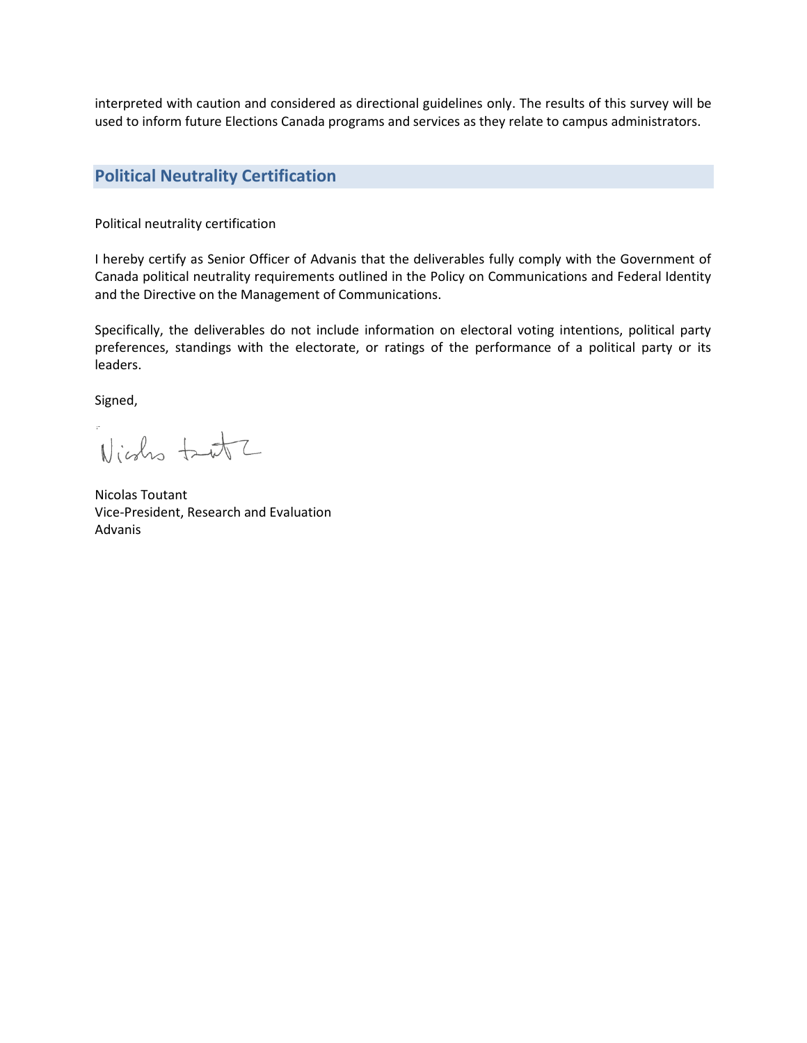interpreted with caution and considered as directional guidelines only. The results of this survey will be used to inform future Elections Canada programs and services as they relate to campus administrators.

## Political Neutrality Certification

Political neutrality certification

I hereby certify as Senior Officer of Advanis that the deliverables fully comply with the Government of Canada political neutrality requirements outlined in the Policy on Communications and Federal Identity and the Directive on the Management of Communications.

Specifically, the deliverables do not include information on electoral voting intentions, political party preferences, standings with the electorate, or ratings of the performance of a political party or its leaders.

Signed,

Nicolas Toutant
Vice-President, Research and Evaluation
Advanis